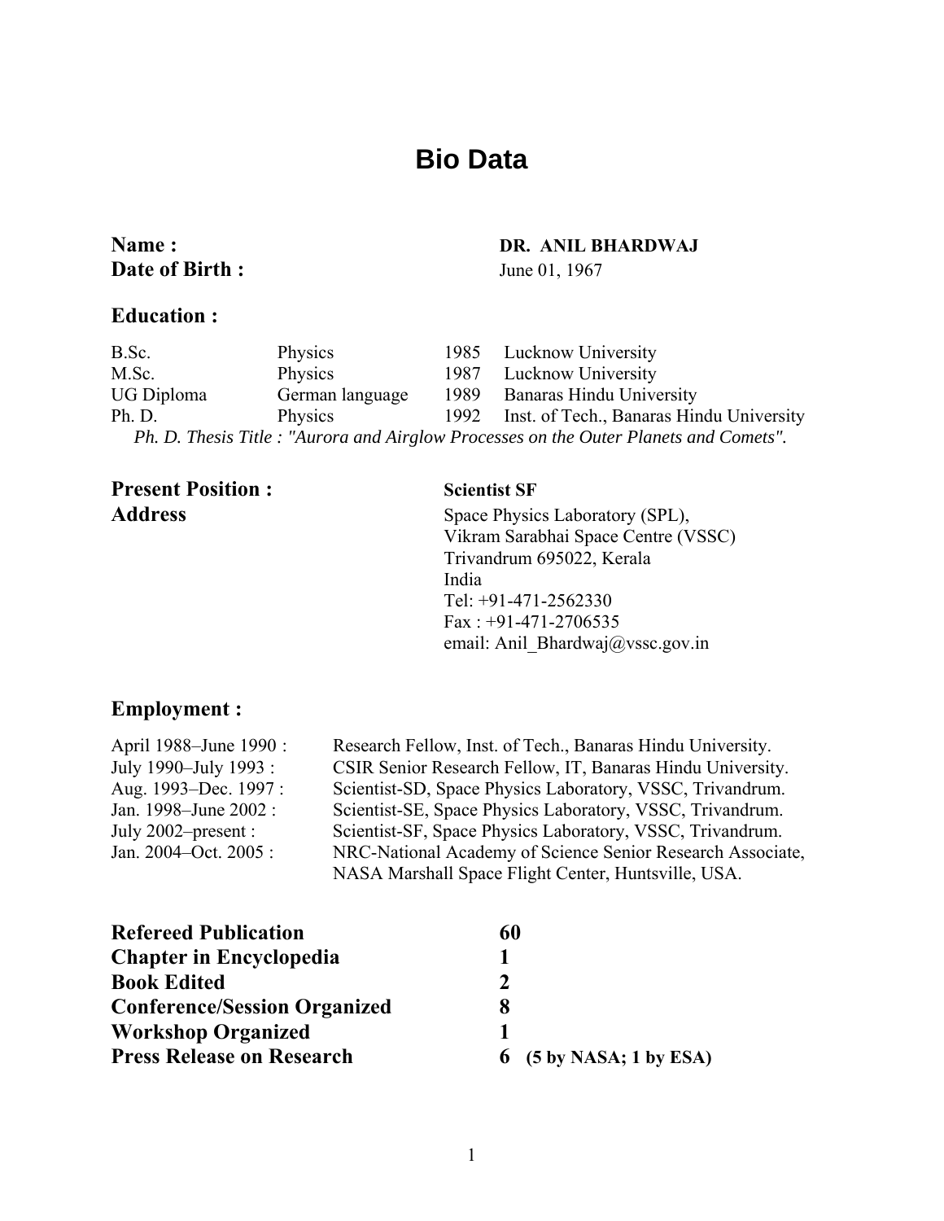# Bio Data

**Name :** **DR. ANIL BHARDWAJ**

**Date of Birth :** June 01, 1967

## Education :

| | | | |
|---|---|---|---|
| B.Sc. | Physics | 1985 | Lucknow University |
| M.Sc. | Physics | 1987 | Lucknow University |
| UG Diploma | German language | 1989 | Banaras Hindu University |
| Ph. D. | Physics | 1992 | Inst. of Tech., Banaras Hindu University |

*Ph. D. Thesis Title : "Aurora and Airglow Processes on the Outer Planets and Comets".*

**Present Position :** **Scientist SF**

**Address**

Space Physics Laboratory (SPL),
Vikram Sarabhai Space Centre (VSSC)
Trivandrum 695022, Kerala
India
Tel: +91-471-2562330
Fax : +91-471-2706535
email: Anil_Bhardwaj@vssc.gov.in

## Employment :

| | |
|---|---|
| April 1988–June 1990 : | Research Fellow, Inst. of Tech., Banaras Hindu University. |
| July 1990–July 1993 : | CSIR Senior Research Fellow, IT, Banaras Hindu University. |
| Aug. 1993–Dec. 1997 : | Scientist-SD, Space Physics Laboratory, VSSC, Trivandrum. |
| Jan. 1998–June 2002 : | Scientist-SE, Space Physics Laboratory, VSSC, Trivandrum. |
| July 2002–present : | Scientist-SF, Space Physics Laboratory, VSSC, Trivandrum. |
| Jan. 2004–Oct. 2005 : | NRC-National Academy of Science Senior Research Associate, NASA Marshall Space Flight Center, Huntsville, USA. |

| | |
|---|---|
| **Refereed Publication** | **60** |
| **Chapter in Encyclopedia** | **1** |
| **Book Edited** | **2** |
| **Conference/Session Organized** | **8** |
| **Workshop Organized** | **1** |
| **Press Release on Research** | **6 (5 by NASA; 1 by ESA)** |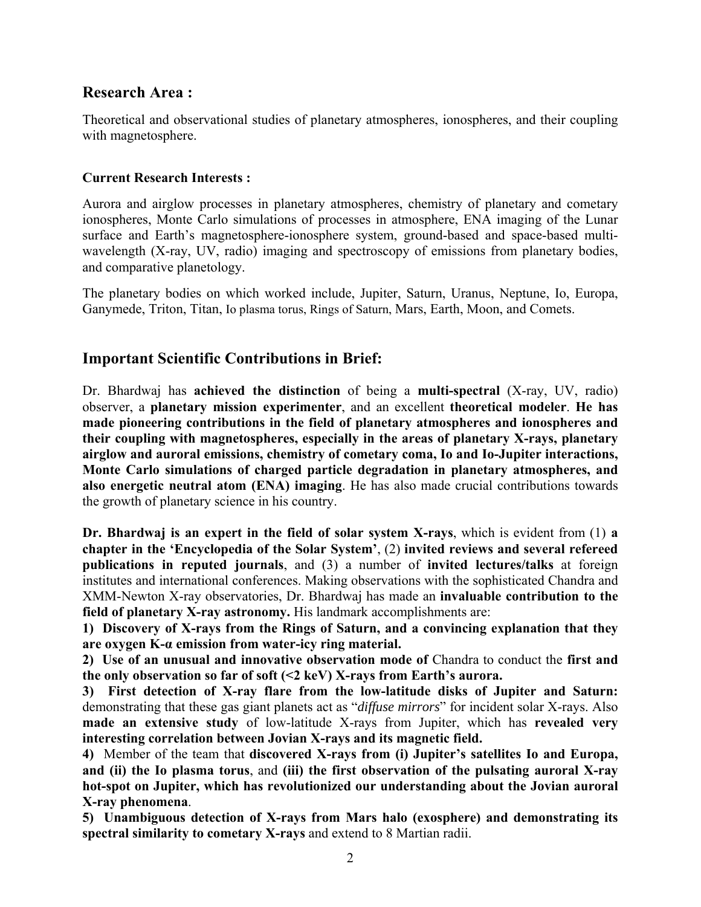## Research Area :

Theoretical and observational studies of planetary atmospheres, ionospheres, and their coupling with magnetosphere.

### Current Research Interests :

Aurora and airglow processes in planetary atmospheres, chemistry of planetary and cometary ionospheres, Monte Carlo simulations of processes in atmosphere, ENA imaging of the Lunar surface and Earth's magnetosphere-ionosphere system, ground-based and space-based multi-wavelength (X-ray, UV, radio) imaging and spectroscopy of emissions from planetary bodies, and comparative planetology.

The planetary bodies on which worked include, Jupiter, Saturn, Uranus, Neptune, Io, Europa, Ganymede, Triton, Titan, Io plasma torus, Rings of Saturn, Mars, Earth, Moon, and Comets.

## Important Scientific Contributions in Brief:

Dr. Bhardwaj has **achieved the distinction** of being a **multi-spectral** (X-ray, UV, radio) observer, a **planetary mission experimenter**, and an excellent **theoretical modeler**. **He has made pioneering contributions in the field of planetary atmospheres and ionospheres and their coupling with magnetospheres, especially in the areas of planetary X-rays, planetary airglow and auroral emissions, chemistry of cometary coma, Io and Io-Jupiter interactions, Monte Carlo simulations of charged particle degradation in planetary atmospheres, and also energetic neutral atom (ENA) imaging**. He has also made crucial contributions towards the growth of planetary science in his country.

**Dr. Bhardwaj is an expert in the field of solar system X-rays**, which is evident from (1) **a chapter in the 'Encyclopedia of the Solar System'**, (2) **invited reviews and several refereed publications in reputed journals**, and (3) a number of **invited lectures/talks** at foreign institutes and international conferences. Making observations with the sophisticated Chandra and XMM-Newton X-ray observatories, Dr. Bhardwaj has made an **invaluable contribution to the field of planetary X-ray astronomy.** His landmark accomplishments are:

1) **Discovery of X-rays from the Rings of Saturn, and a convincing explanation that they are oxygen K-α emission from water-icy ring material.**
2) **Use of an unusual and innovative observation mode of** Chandra to conduct the **first and the only observation so far of soft (<2 keV) X-rays from Earth's aurora.**
3) **First detection of X-ray flare from the low-latitude disks of Jupiter and Saturn:** demonstrating that these gas giant planets act as "*diffuse mirrors*" for incident solar X-rays. Also **made an extensive study** of low-latitude X-rays from Jupiter, which has **revealed very interesting correlation between Jovian X-rays and its magnetic field.**
4) Member of the team that **discovered X-rays from (i) Jupiter's satellites Io and Europa, and (ii) the Io plasma torus**, and **(iii) the first observation of the pulsating auroral X-ray hot-spot on Jupiter, which has revolutionized our understanding about the Jovian auroral X-ray phenomena**.
5) **Unambiguous detection of X-rays from Mars halo (exosphere) and demonstrating its spectral similarity to cometary X-rays** and extend to 8 Martian radii.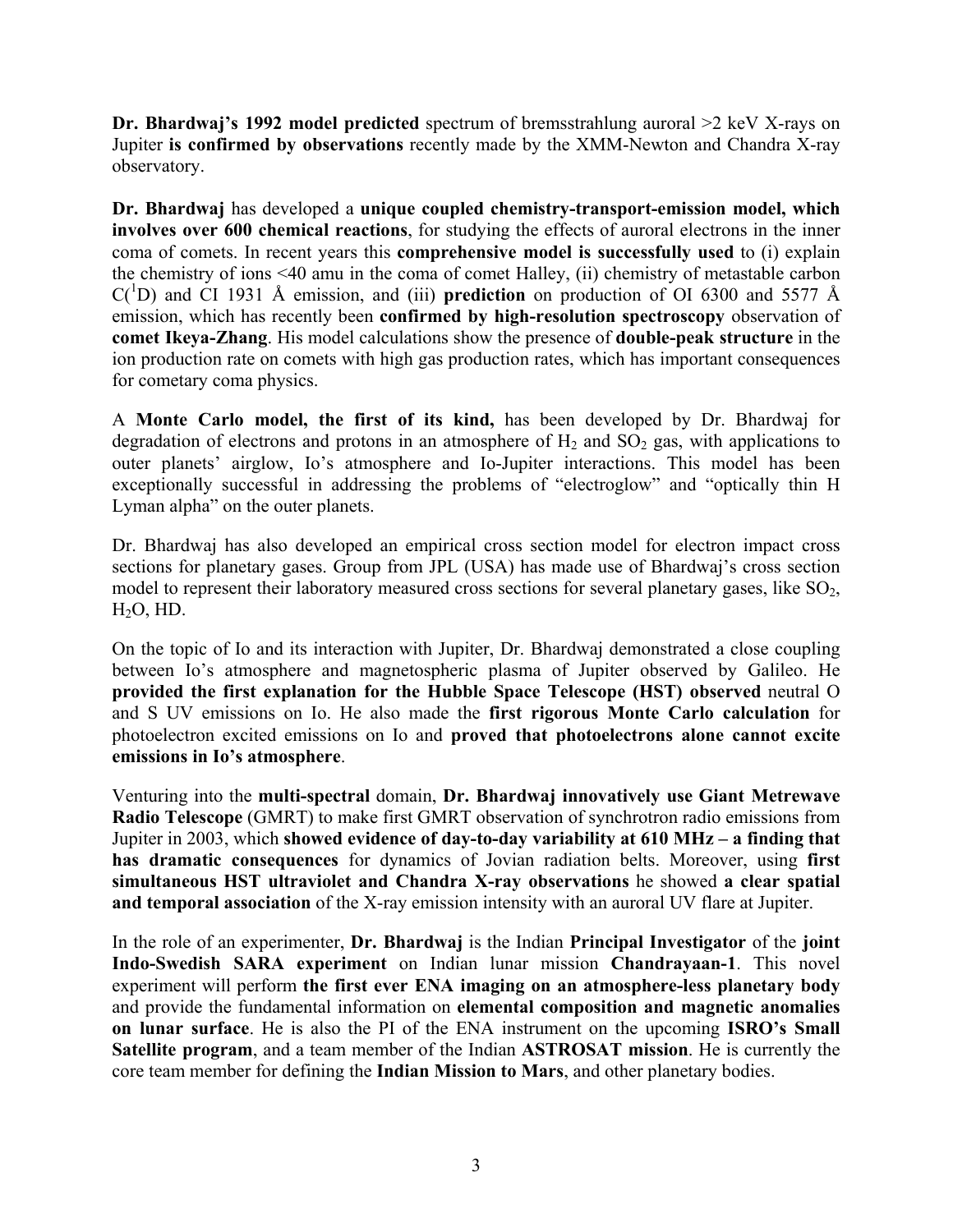**Dr. Bhardwaj's 1992 model predicted** spectrum of bremsstrahlung auroral >2 keV X-rays on Jupiter **is confirmed by observations** recently made by the XMM-Newton and Chandra X-ray observatory.

**Dr. Bhardwaj** has developed a **unique coupled chemistry-transport-emission model, which involves over 600 chemical reactions**, for studying the effects of auroral electrons in the inner coma of comets. In recent years this **comprehensive model is successfully used** to (i) explain the chemistry of ions <40 amu in the coma of comet Halley, (ii) chemistry of metastable carbon $C(^1D)$ and CI 1931 Å emission, and (iii) **prediction** on production of OI 6300 and 5577 Å emission, which has recently been **confirmed by high-resolution spectroscopy** observation of **comet Ikeya-Zhang**. His model calculations show the presence of **double-peak structure** in the ion production rate on comets with high gas production rates, which has important consequences for cometary coma physics.

A **Monte Carlo model, the first of its kind,** has been developed by Dr. Bhardwaj for degradation of electrons and protons in an atmosphere of $H_2$ and $SO_2$ gas, with applications to outer planets' airglow, Io's atmosphere and Io-Jupiter interactions. This model has been exceptionally successful in addressing the problems of "electroglow" and "optically thin H Lyman alpha" on the outer planets.

Dr. Bhardwaj has also developed an empirical cross section model for electron impact cross sections for planetary gases. Group from JPL (USA) has made use of Bhardwaj's cross section model to represent their laboratory measured cross sections for several planetary gases, like $SO_2$, $H_2O$, HD.

On the topic of Io and its interaction with Jupiter, Dr. Bhardwaj demonstrated a close coupling between Io's atmosphere and magnetospheric plasma of Jupiter observed by Galileo. He **provided the first explanation for the Hubble Space Telescope (HST) observed** neutral O and S UV emissions on Io. He also made the **first rigorous Monte Carlo calculation** for photoelectron excited emissions on Io and **proved that photoelectrons alone cannot excite emissions in Io's atmosphere**.

Venturing into the **multi-spectral** domain, **Dr. Bhardwaj innovatively use Giant Metrewave Radio Telescope** (GMRT) to make first GMRT observation of synchrotron radio emissions from Jupiter in 2003, which **showed evidence of day-to-day variability at 610 MHz – a finding that has dramatic consequences** for dynamics of Jovian radiation belts. Moreover, using **first simultaneous HST ultraviolet and Chandra X-ray observations** he showed **a clear spatial and temporal association** of the X-ray emission intensity with an auroral UV flare at Jupiter.

In the role of an experimenter, **Dr. Bhardwaj** is the Indian **Principal Investigator** of the **joint Indo-Swedish SARA experiment** on Indian lunar mission **Chandrayaan-1**. This novel experiment will perform **the first ever ENA imaging on an atmosphere-less planetary body** and provide the fundamental information on **elemental composition and magnetic anomalies on lunar surface**. He is also the PI of the ENA instrument on the upcoming **ISRO's Small Satellite program**, and a team member of the Indian **ASTROSAT mission**. He is currently the core team member for defining the **Indian Mission to Mars**, and other planetary bodies.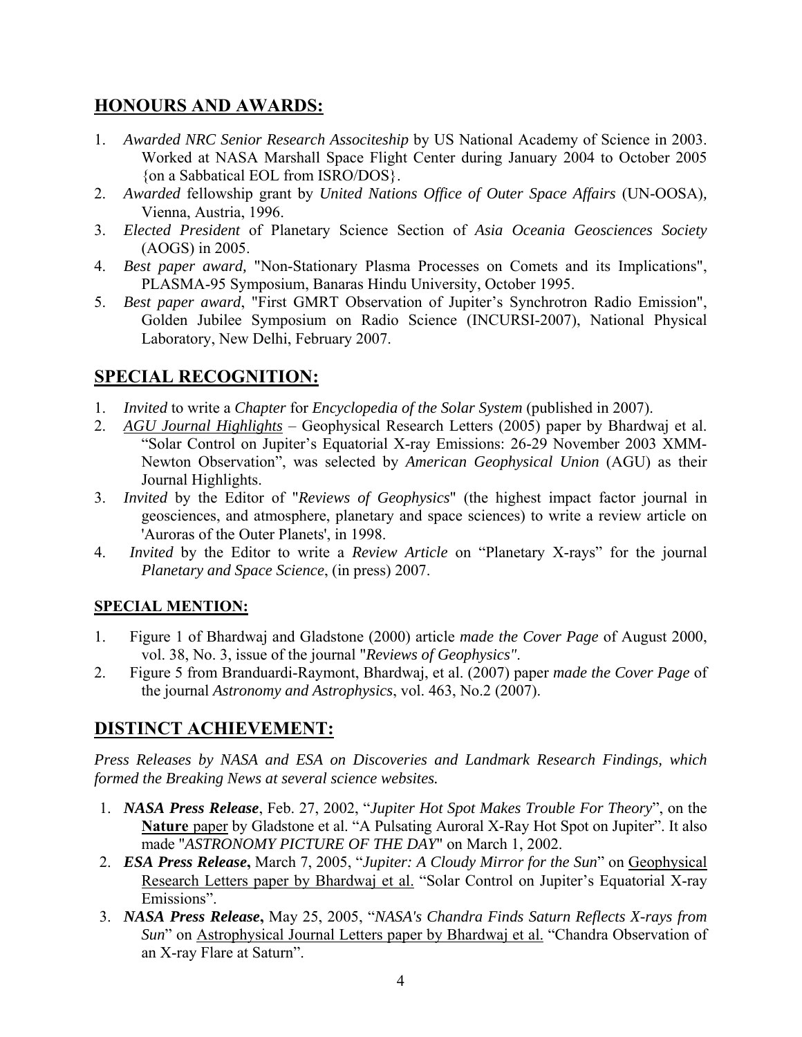## HONOURS AND AWARDS:

1. *Awarded NRC Senior Research Associteship* by US National Academy of Science in 2003. Worked at NASA Marshall Space Flight Center during January 2004 to October 2005 {on a Sabbatical EOL from ISRO/DOS}.
2. *Awarded* fellowship grant by *United Nations Office of Outer Space Affairs* (UN-OOSA), Vienna, Austria, 1996.
3. *Elected President* of Planetary Science Section of *Asia Oceania Geosciences Society* (AOGS) in 2005.
4. *Best paper award,* "Non-Stationary Plasma Processes on Comets and its Implications", PLASMA-95 Symposium, Banaras Hindu University, October 1995.
5. *Best paper award*, "First GMRT Observation of Jupiter's Synchrotron Radio Emission", Golden Jubilee Symposium on Radio Science (INCURSI-2007), National Physical Laboratory, New Delhi, February 2007.

## SPECIAL RECOGNITION:

1. *Invited* to write a *Chapter* for *Encyclopedia of the Solar System* (published in 2007).
2. <u>*AGU Journal Highlights*</u> – Geophysical Research Letters (2005) paper by Bhardwaj et al. "Solar Control on Jupiter's Equatorial X-ray Emissions: 26-29 November 2003 XMM-Newton Observation", was selected by *American Geophysical Union* (AGU) as their Journal Highlights.
3. *Invited* by the Editor of "*Reviews of Geophysics*" (the highest impact factor journal in geosciences, and atmosphere, planetary and space sciences) to write a review article on 'Auroras of the Outer Planets', in 1998.
4. *Invited* by the Editor to write a *Review Article* on "Planetary X-rays" for the journal *Planetary and Space Science*, (in press) 2007.

### SPECIAL MENTION:

1. Figure 1 of Bhardwaj and Gladstone (2000) article *made the Cover Page* of August 2000, vol. 38, No. 3, issue of the journal "*Reviews of Geophysics"*.
2. Figure 5 from Branduardi-Raymont, Bhardwaj, et al. (2007) paper *made the Cover Page* of the journal *Astronomy and Astrophysics*, vol. 463, No.2 (2007).

## DISTINCT ACHIEVEMENT:

*Press Releases by NASA and ESA on Discoveries and Landmark Research Findings, which formed the Breaking News at several science websites.*

1. ***NASA Press Release***, Feb. 27, 2002, "*Jupiter Hot Spot Makes Trouble For Theory*", on the <u>**Nature** paper</u> by Gladstone et al. "A Pulsating Auroral X-Ray Hot Spot on Jupiter". It also made "*ASTRONOMY PICTURE OF THE DAY*" on March 1, 2002.
2. ***ESA Press Release*****,** March 7, 2005, "*Jupiter: A Cloudy Mirror for the Sun*" on <u>Geophysical Research Letters paper by Bhardwaj et al.</u> "Solar Control on Jupiter's Equatorial X-ray Emissions".
3. ***NASA Press Release*****,** May 25, 2005, "*NASA's Chandra Finds Saturn Reflects X-rays from Sun*" on <u>Astrophysical Journal Letters paper by Bhardwaj et al.</u> "Chandra Observation of an X-ray Flare at Saturn".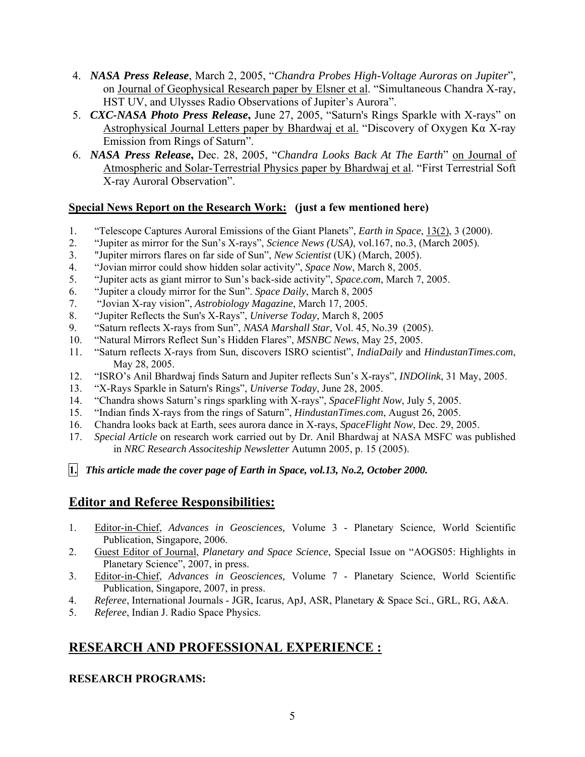4. ***NASA Press Release***, March 2, 2005, "*Chandra Probes High-Voltage Auroras on Jupiter*", on Journal of Geophysical Research paper by Elsner et al. "Simultaneous Chandra X-ray, HST UV, and Ulysses Radio Observations of Jupiter's Aurora".
5. ***CXC-NASA Photo Press Release*****,** June 27, 2005, "Saturn's Rings Sparkle with X-rays" on Astrophysical Journal Letters paper by Bhardwaj et al. "Discovery of Oxygen Kα X-ray Emission from Rings of Saturn".
6. ***NASA Press Release*****,** Dec. 28, 2005, "*Chandra Looks Back At The Earth*" on Journal of Atmospheric and Solar-Terrestrial Physics paper by Bhardwaj et al. "First Terrestrial Soft X-ray Auroral Observation".

**Special News Report on the Research Work: (just a few mentioned here)**

1. "Telescope Captures Auroral Emissions of the Giant Planets", *Earth in Space*, 13(2), 3 (2000).
2. "Jupiter as mirror for the Sun's X-rays", *Science News (USA)*, vol.167, no.3, (March 2005).
3. "Jupiter mirrors flares on far side of Sun", *New Scientist* (UK) (March, 2005).
4. "Jovian mirror could show hidden solar activity", *Space Now*, March 8, 2005.
5. "Jupiter acts as giant mirror to Sun's back-side activity", *Space.com*, March 7, 2005.
6. "Jupiter a cloudy mirror for the Sun". *Space Daily*, March 8, 2005
7. "Jovian X-ray vision", *Astrobiology Magazine*, March 17, 2005.
8. "Jupiter Reflects the Sun's X-Rays", *Universe Today*, March 8, 2005
9. "Saturn reflects X-rays from Sun", *NASA Marshall Star*, Vol. 45, No.39 (2005).
10. "Natural Mirrors Reflect Sun's Hidden Flares", *MSNBC News*, May 25, 2005.
11. "Saturn reflects X-rays from Sun, discovers ISRO scientist", *IndiaDaily* and *HindustanTimes.com*, May 28, 2005.
12. "ISRO's Anil Bhardwaj finds Saturn and Jupiter reflects Sun's X-rays", *INDOlink*, 31 May, 2005.
13. "X-Rays Sparkle in Saturn's Rings", *Universe Today*, June 28, 2005.
14. "Chandra shows Saturn's rings sparkling with X-rays", *SpaceFlight Now*, July 5, 2005.
15. "Indian finds X-rays from the rings of Saturn", *HindustanTimes.com*, August 26, 2005.
16. Chandra looks back at Earth, sees aurora dance in X-rays, *SpaceFlight Now*, Dec. 29, 2005.
17. *Special Article* on research work carried out by Dr. Anil Bhardwaj at NASA MSFC was published in *NRC Research Associteship Newsletter* Autumn 2005, p. 15 (2005).

**1.** ***This article made the cover page of Earth in Space, vol.13, No.2, October 2000.***

## Editor and Referee Responsibilities:

1. Editor-in-Chief, *Advances in Geosciences,* Volume 3 - Planetary Science, World Scientific Publication, Singapore, 2006.
2. Guest Editor of Journal, *Planetary and Space Science*, Special Issue on "AOGS05: Highlights in Planetary Science", 2007, in press.
3. Editor-in-Chief, *Advances in Geosciences,* Volume 7 - Planetary Science, World Scientific Publication, Singapore, 2007, in press.
4. *Referee*, International Journals - JGR, Icarus, ApJ, ASR, Planetary & Space Sci., GRL, RG, A&A.
5. *Referee*, Indian J. Radio Space Physics.

## RESEARCH AND PROFESSIONAL EXPERIENCE :

**RESEARCH PROGRAMS:**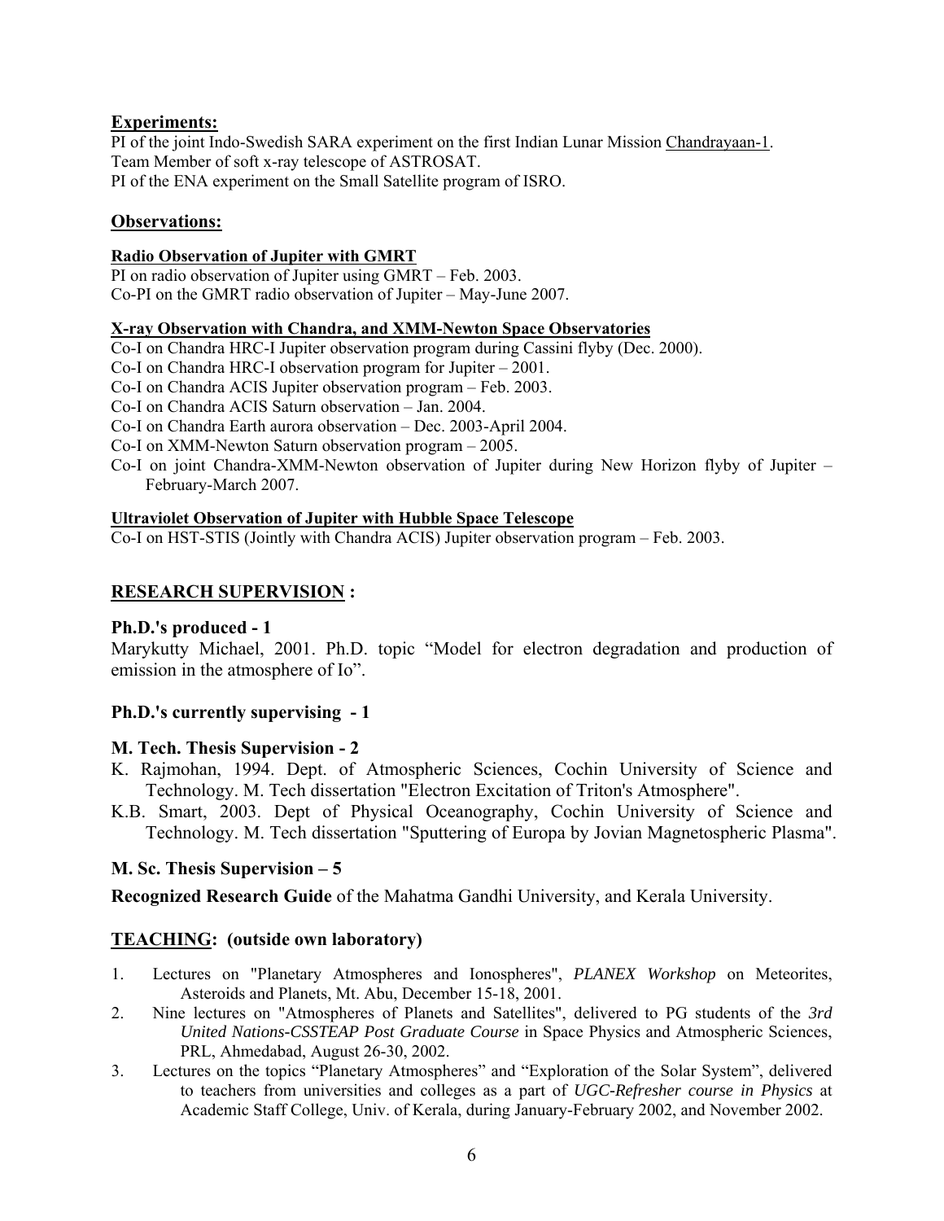## Experiments:

PI of the joint Indo-Swedish SARA experiment on the first Indian Lunar Mission Chandrayaan-1.
Team Member of soft x-ray telescope of ASTROSAT.
PI of the ENA experiment on the Small Satellite program of ISRO.

## Observations:

#### Radio Observation of Jupiter with GMRT

PI on radio observation of Jupiter using GMRT – Feb. 2003.
Co-PI on the GMRT radio observation of Jupiter – May-June 2007.

#### X-ray Observation with Chandra, and XMM-Newton Space Observatories

Co-I on Chandra HRC-I Jupiter observation program during Cassini flyby (Dec. 2000).
Co-I on Chandra HRC-I observation program for Jupiter – 2001.
Co-I on Chandra ACIS Jupiter observation program – Feb. 2003.
Co-I on Chandra ACIS Saturn observation – Jan. 2004.
Co-I on Chandra Earth aurora observation – Dec. 2003-April 2004.
Co-I on XMM-Newton Saturn observation program – 2005.
Co-I on joint Chandra-XMM-Newton observation of Jupiter during New Horizon flyby of Jupiter – February-March 2007.

#### Ultraviolet Observation of Jupiter with Hubble Space Telescope

Co-I on HST-STIS (Jointly with Chandra ACIS) Jupiter observation program – Feb. 2003.

## RESEARCH SUPERVISION :

### Ph.D.'s produced - 1

Marykutty Michael, 2001. Ph.D. topic "Model for electron degradation and production of emission in the atmosphere of Io".

### Ph.D.'s currently supervising - 1

### M. Tech. Thesis Supervision - 2

K. Rajmohan, 1994. Dept. of Atmospheric Sciences, Cochin University of Science and Technology. M. Tech dissertation "Electron Excitation of Triton's Atmosphere".

K.B. Smart, 2003. Dept of Physical Oceanography, Cochin University of Science and Technology. M. Tech dissertation "Sputtering of Europa by Jovian Magnetospheric Plasma".

### M. Sc. Thesis Supervision – 5

**Recognized Research Guide** of the Mahatma Gandhi University, and Kerala University.

## TEACHING: (outside own laboratory)

1. Lectures on "Planetary Atmospheres and Ionospheres", *PLANEX Workshop* on Meteorites, Asteroids and Planets, Mt. Abu, December 15-18, 2001.
2. Nine lectures on "Atmospheres of Planets and Satellites", delivered to PG students of the *3rd United Nations-CSSTEAP Post Graduate Course* in Space Physics and Atmospheric Sciences, PRL, Ahmedabad, August 26-30, 2002.
3. Lectures on the topics "Planetary Atmospheres" and "Exploration of the Solar System", delivered to teachers from universities and colleges as a part of *UGC-Refresher course in Physics* at Academic Staff College, Univ. of Kerala, during January-February 2002, and November 2002.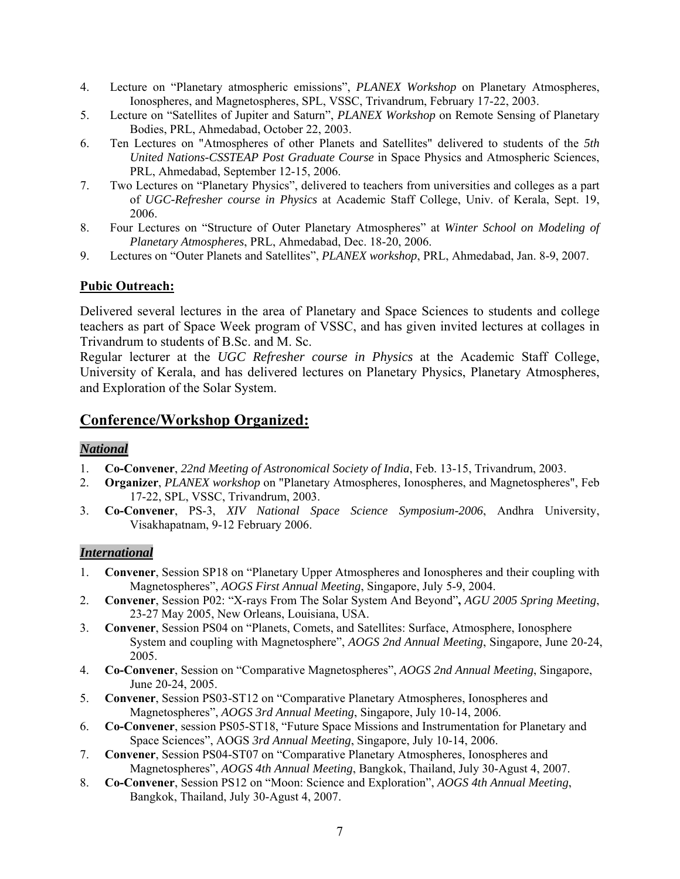4. Lecture on "Planetary atmospheric emissions", *PLANEX Workshop* on Planetary Atmospheres, Ionospheres, and Magnetospheres, SPL, VSSC, Trivandrum, February 17-22, 2003.
5. Lecture on "Satellites of Jupiter and Saturn", *PLANEX Workshop* on Remote Sensing of Planetary Bodies, PRL, Ahmedabad, October 22, 2003.
6. Ten Lectures on "Atmospheres of other Planets and Satellites" delivered to students of the *5th United Nations-CSSTEAP Post Graduate Course* in Space Physics and Atmospheric Sciences, PRL, Ahmedabad, September 12-15, 2006.
7. Two Lectures on "Planetary Physics", delivered to teachers from universities and colleges as a part of *UGC-Refresher course in Physics* at Academic Staff College, Univ. of Kerala, Sept. 19, 2006.
8. Four Lectures on "Structure of Outer Planetary Atmospheres" at *Winter School on Modeling of Planetary Atmospheres*, PRL, Ahmedabad, Dec. 18-20, 2006.
9. Lectures on "Outer Planets and Satellites", *PLANEX workshop*, PRL, Ahmedabad, Jan. 8-9, 2007.

### Pubic Outreach:

Delivered several lectures in the area of Planetary and Space Sciences to students and college teachers as part of Space Week program of VSSC, and has given invited lectures at collages in Trivandrum to students of B.Sc. and M. Sc.

Regular lecturer at the *UGC Refresher course in Physics* at the Academic Staff College, University of Kerala, and has delivered lectures on Planetary Physics, Planetary Atmospheres, and Exploration of the Solar System.

## Conference/Workshop Organized:

### *National*

1. **Co-Convener**, *22nd Meeting of Astronomical Society of India*, Feb. 13-15, Trivandrum, 2003.
2. **Organizer**, *PLANEX workshop* on "Planetary Atmospheres, Ionospheres, and Magnetospheres", Feb 17-22, SPL, VSSC, Trivandrum, 2003.
3. **Co-Convener**, PS-3, *XIV National Space Science Symposium-2006*, Andhra University, Visakhapatnam, 9-12 February 2006.

### *International*

1. **Convener**, Session SP18 on "Planetary Upper Atmospheres and Ionospheres and their coupling with Magnetospheres", *AOGS First Annual Meeting*, Singapore, July 5-9, 2004.
2. **Convener**, Session P02: "X-rays From The Solar System And Beyond"**,** *AGU 2005 Spring Meeting*, 23-27 May 2005, New Orleans, Louisiana, USA.
3. **Convener**, Session PS04 on "Planets, Comets, and Satellites: Surface, Atmosphere, Ionosphere System and coupling with Magnetosphere", *AOGS 2nd Annual Meeting*, Singapore, June 20-24, 2005.
4. **Co-Convener**, Session on "Comparative Magnetospheres", *AOGS 2nd Annual Meeting*, Singapore, June 20-24, 2005.
5. **Convener**, Session PS03-ST12 on "Comparative Planetary Atmospheres, Ionospheres and Magnetospheres", *AOGS 3rd Annual Meeting*, Singapore, July 10-14, 2006.
6. **Co-Convener**, session PS05-ST18, "Future Space Missions and Instrumentation for Planetary and Space Sciences", AOGS *3rd Annual Meeting*, Singapore, July 10-14, 2006.
7. **Convener**, Session PS04-ST07 on "Comparative Planetary Atmospheres, Ionospheres and Magnetospheres", *AOGS 4th Annual Meeting*, Bangkok, Thailand, July 30-Agust 4, 2007.
8. **Co-Convener**, Session PS12 on "Moon: Science and Exploration", *AOGS 4th Annual Meeting*, Bangkok, Thailand, July 30-Agust 4, 2007.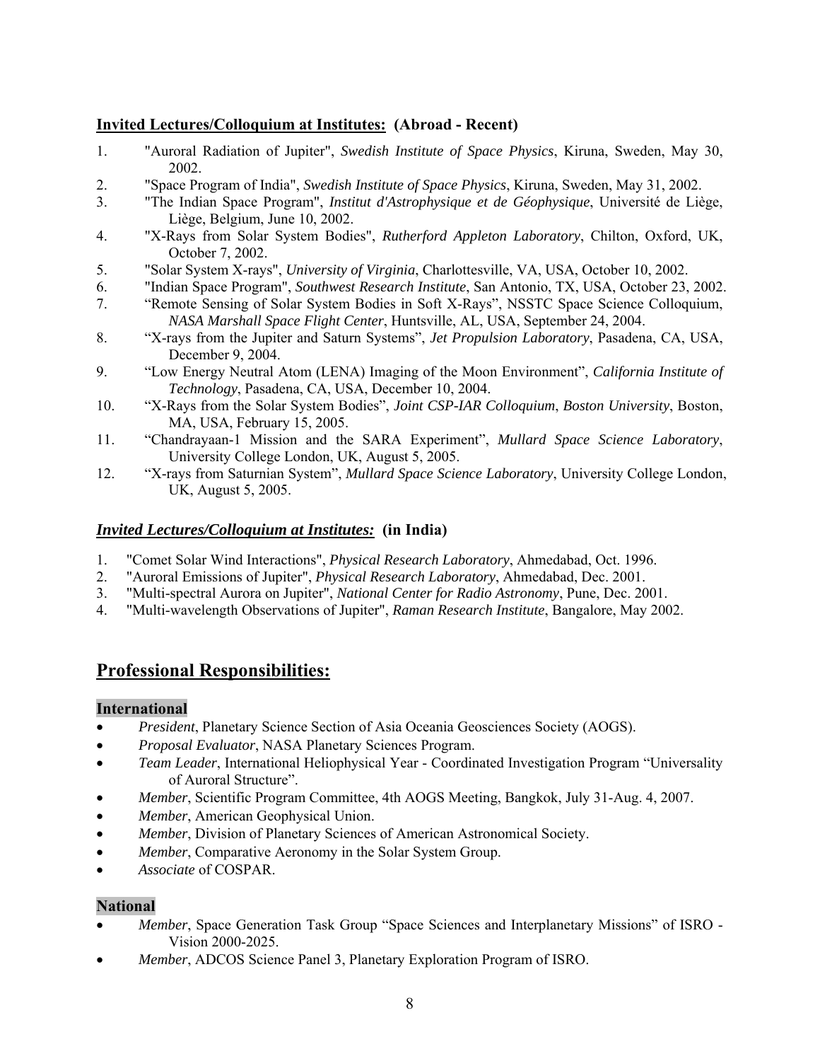### **Invited Lectures/Colloquium at Institutes: (Abroad - Recent)**

1. "Auroral Radiation of Jupiter", *Swedish Institute of Space Physics*, Kiruna, Sweden, May 30, 2002.
2. "Space Program of India", *Swedish Institute of Space Physics*, Kiruna, Sweden, May 31, 2002.
3. "The Indian Space Program", *Institut d'Astrophysique et de Géophysique*, Université de Liège, Liège, Belgium, June 10, 2002.
4. "X-Rays from Solar System Bodies", *Rutherford Appleton Laboratory*, Chilton, Oxford, UK, October 7, 2002.
5. "Solar System X-rays", *University of Virginia*, Charlottesville, VA, USA, October 10, 2002.
6. "Indian Space Program", *Southwest Research Institute*, San Antonio, TX, USA, October 23, 2002.
7. "Remote Sensing of Solar System Bodies in Soft X-Rays", NSSTC Space Science Colloquium, *NASA Marshall Space Flight Center*, Huntsville, AL, USA, September 24, 2004.
8. "X-rays from the Jupiter and Saturn Systems", *Jet Propulsion Laboratory*, Pasadena, CA, USA, December 9, 2004.
9. "Low Energy Neutral Atom (LENA) Imaging of the Moon Environment", *California Institute of Technology*, Pasadena, CA, USA, December 10, 2004.
10. "X-Rays from the Solar System Bodies", *Joint CSP-IAR Colloquium*, *Boston University*, Boston, MA, USA, February 15, 2005.
11. "Chandrayaan-1 Mission and the SARA Experiment", *Mullard Space Science Laboratory*, University College London, UK, August 5, 2005.
12. "X-rays from Saturnian System", *Mullard Space Science Laboratory*, University College London, UK, August 5, 2005.

### ***Invited Lectures/Colloquium at Institutes:*** **(in India)**

1. "Comet Solar Wind Interactions", *Physical Research Laboratory*, Ahmedabad, Oct. 1996.
2. "Auroral Emissions of Jupiter", *Physical Research Laboratory*, Ahmedabad, Dec. 2001.
3. "Multi-spectral Aurora on Jupiter", *National Center for Radio Astronomy*, Pune, Dec. 2001.
4. "Multi-wavelength Observations of Jupiter", *Raman Research Institute*, Bangalore, May 2002.

## **Professional Responsibilities:**

### **International**

- *President*, Planetary Science Section of Asia Oceania Geosciences Society (AOGS).
- *Proposal Evaluator*, NASA Planetary Sciences Program.
- *Team Leader*, International Heliophysical Year - Coordinated Investigation Program "Universality of Auroral Structure".
- *Member*, Scientific Program Committee, 4th AOGS Meeting, Bangkok, July 31-Aug. 4, 2007.
- *Member*, American Geophysical Union.
- *Member*, Division of Planetary Sciences of American Astronomical Society.
- *Member*, Comparative Aeronomy in the Solar System Group.
- *Associate* of COSPAR.

### **National**

- *Member*, Space Generation Task Group "Space Sciences and Interplanetary Missions" of ISRO - Vision 2000-2025.
- *Member*, ADCOS Science Panel 3, Planetary Exploration Program of ISRO.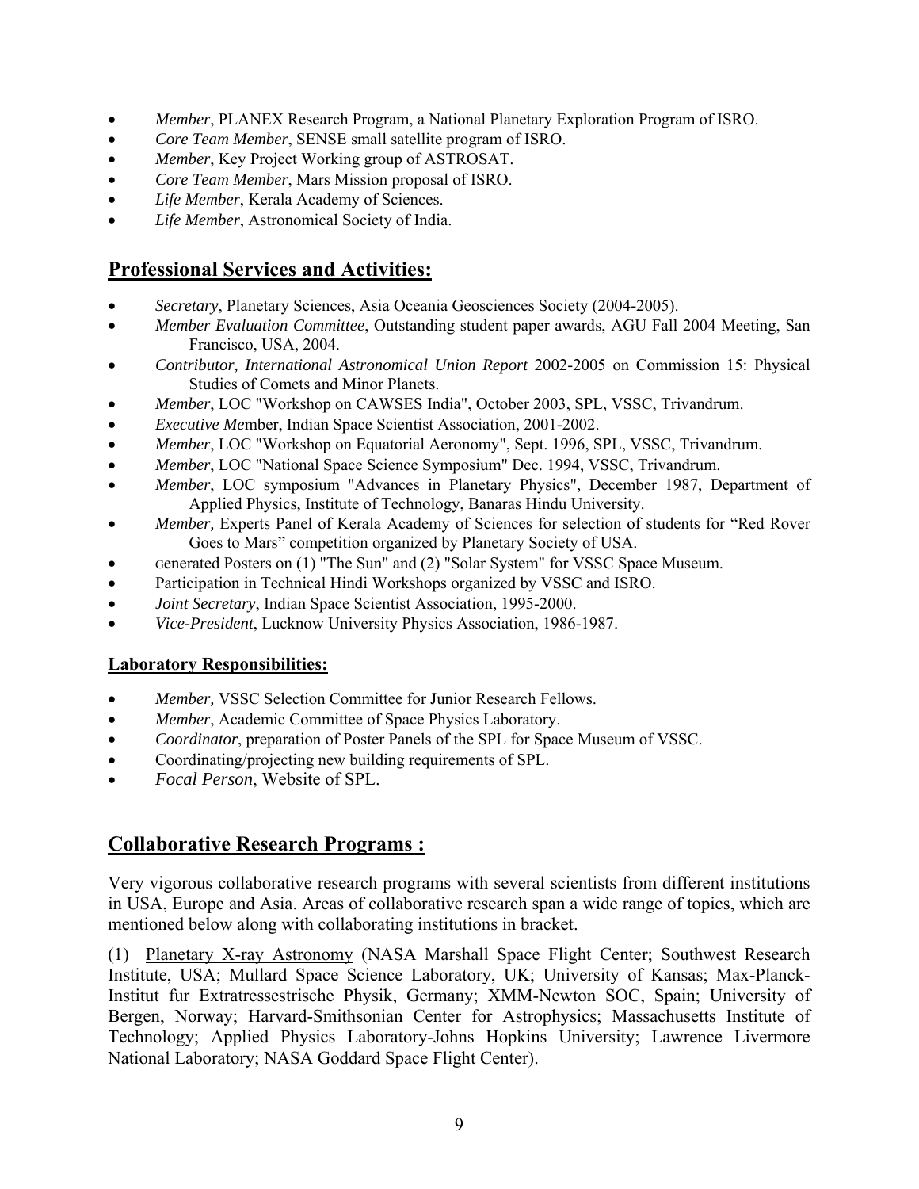- *Member*, PLANEX Research Program, a National Planetary Exploration Program of ISRO.
- *Core Team Member*, SENSE small satellite program of ISRO.
- *Member*, Key Project Working group of ASTROSAT.
- *Core Team Member*, Mars Mission proposal of ISRO.
- *Life Member*, Kerala Academy of Sciences.
- *Life Member*, Astronomical Society of India.

## Professional Services and Activities:

- *Secretary*, Planetary Sciences, Asia Oceania Geosciences Society (2004-2005).
- *Member Evaluation Committee*, Outstanding student paper awards, AGU Fall 2004 Meeting, San Francisco, USA, 2004.
- *Contributor, International Astronomical Union Report* 2002-2005 on Commission 15: Physical Studies of Comets and Minor Planets.
- *Member*, LOC "Workshop on CAWSES India", October 2003, SPL, VSSC, Trivandrum.
- *Executive Me*mber, Indian Space Scientist Association, 2001-2002.
- *Member*, LOC "Workshop on Equatorial Aeronomy", Sept. 1996, SPL, VSSC, Trivandrum.
- *Member*, LOC "National Space Science Symposium" Dec. 1994, VSSC, Trivandrum.
- *Member*, LOC symposium "Advances in Planetary Physics", December 1987, Department of Applied Physics, Institute of Technology, Banaras Hindu University.
- *Member,* Experts Panel of Kerala Academy of Sciences for selection of students for "Red Rover Goes to Mars" competition organized by Planetary Society of USA.
- Generated Posters on (1) "The Sun" and (2) "Solar System" for VSSC Space Museum.
- Participation in Technical Hindi Workshops organized by VSSC and ISRO.
- *Joint Secretary*, Indian Space Scientist Association, 1995-2000.
- *Vice-President*, Lucknow University Physics Association, 1986-1987.

### Laboratory Responsibilities:

- *Member,* VSSC Selection Committee for Junior Research Fellows.
- *Member*, Academic Committee of Space Physics Laboratory.
- *Coordinator*, preparation of Poster Panels of the SPL for Space Museum of VSSC.
- Coordinating/projecting new building requirements of SPL.
- *Focal Person*, Website of SPL.

## Collaborative Research Programs :

Very vigorous collaborative research programs with several scientists from different institutions in USA, Europe and Asia. Areas of collaborative research span a wide range of topics, which are mentioned below along with collaborating institutions in bracket.

(1) Planetary X-ray Astronomy (NASA Marshall Space Flight Center; Southwest Research Institute, USA; Mullard Space Science Laboratory, UK; University of Kansas; Max-Planck-Institut fur Extratressestrische Physik, Germany; XMM-Newton SOC, Spain; University of Bergen, Norway; Harvard-Smithsonian Center for Astrophysics; Massachusetts Institute of Technology; Applied Physics Laboratory-Johns Hopkins University; Lawrence Livermore National Laboratory; NASA Goddard Space Flight Center).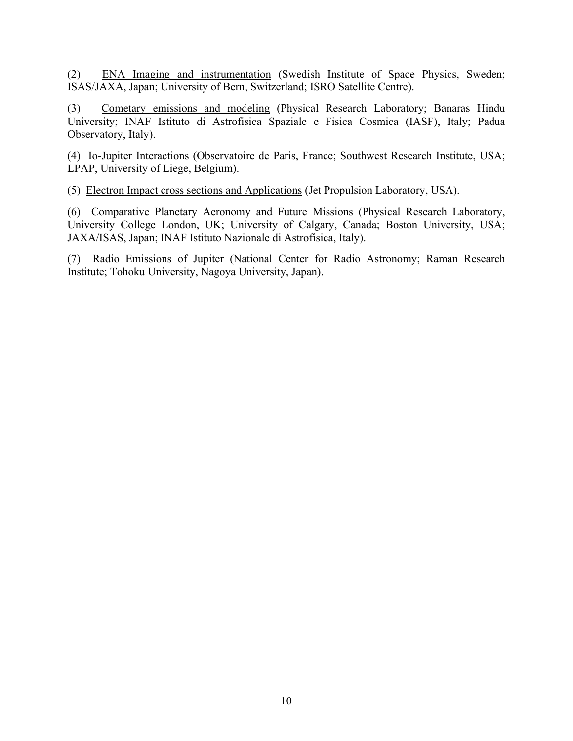(2) <u>ENA Imaging and instrumentation</u> (Swedish Institute of Space Physics, Sweden; ISAS/JAXA, Japan; University of Bern, Switzerland; ISRO Satellite Centre).

(3) <u>Cometary emissions and modeling</u> (Physical Research Laboratory; Banaras Hindu University; INAF Istituto di Astrofisica Spaziale e Fisica Cosmica (IASF), Italy; Padua Observatory, Italy).

(4) <u>Io-Jupiter Interactions</u> (Observatoire de Paris, France; Southwest Research Institute, USA; LPAP, University of Liege, Belgium).

(5) <u>Electron Impact cross sections and Applications</u> (Jet Propulsion Laboratory, USA).

(6) <u>Comparative Planetary Aeronomy and Future Missions</u> (Physical Research Laboratory, University College London, UK; University of Calgary, Canada; Boston University, USA; JAXA/ISAS, Japan; INAF Istituto Nazionale di Astrofisica, Italy).

(7) <u>Radio Emissions of Jupiter</u> (National Center for Radio Astronomy; Raman Research Institute; Tohoku University, Nagoya University, Japan).